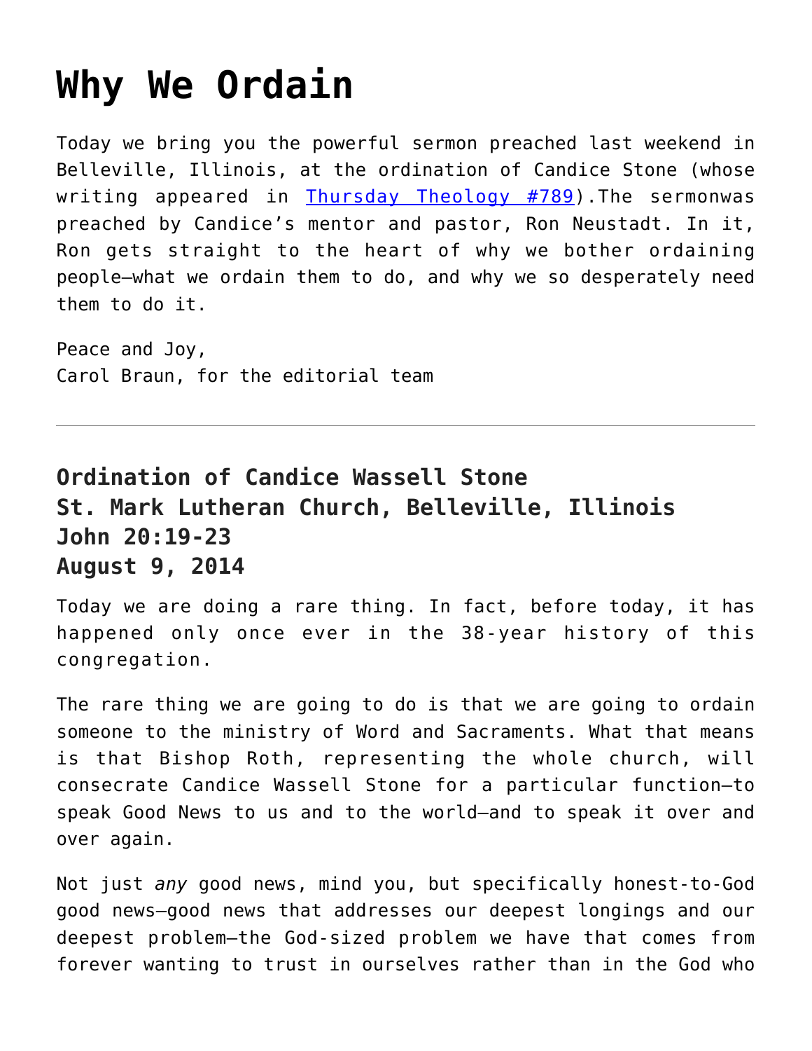# Why We Ordain

Today we bring you the powerful sermon preached last weekend in Belleville, Illinois, at the ordination of Candice Stone (whose writing appeared in [Thursday Theology #789](#)).The sermonwas preached by Candice's mentor and pastor, Ron Neustadt. In it, Ron gets straight to the heart of why we bother ordaining people—what we ordain them to do, and why we so desperately need them to do it.

Peace and Joy,
Carol Braun, for the editorial team

---

### Ordination of Candice Wassell Stone
### St. Mark Lutheran Church, Belleville, Illinois
### John 20:19-23
### August 9, 2014

Today we are doing a rare thing. In fact, before today, it has happened only once ever in the 38-year history of this congregation.

The rare thing we are going to do is that we are going to ordain someone to the ministry of Word and Sacraments. What that means is that Bishop Roth, representing the whole church, will consecrate Candice Wassell Stone for a particular function—to speak Good News to us and to the world—and to speak it over and over again.

Not just *any* good news, mind you, but specifically honest-to-God good news—good news that addresses our deepest longings and our deepest problem—the God-sized problem we have that comes from forever wanting to trust in ourselves rather than in the God who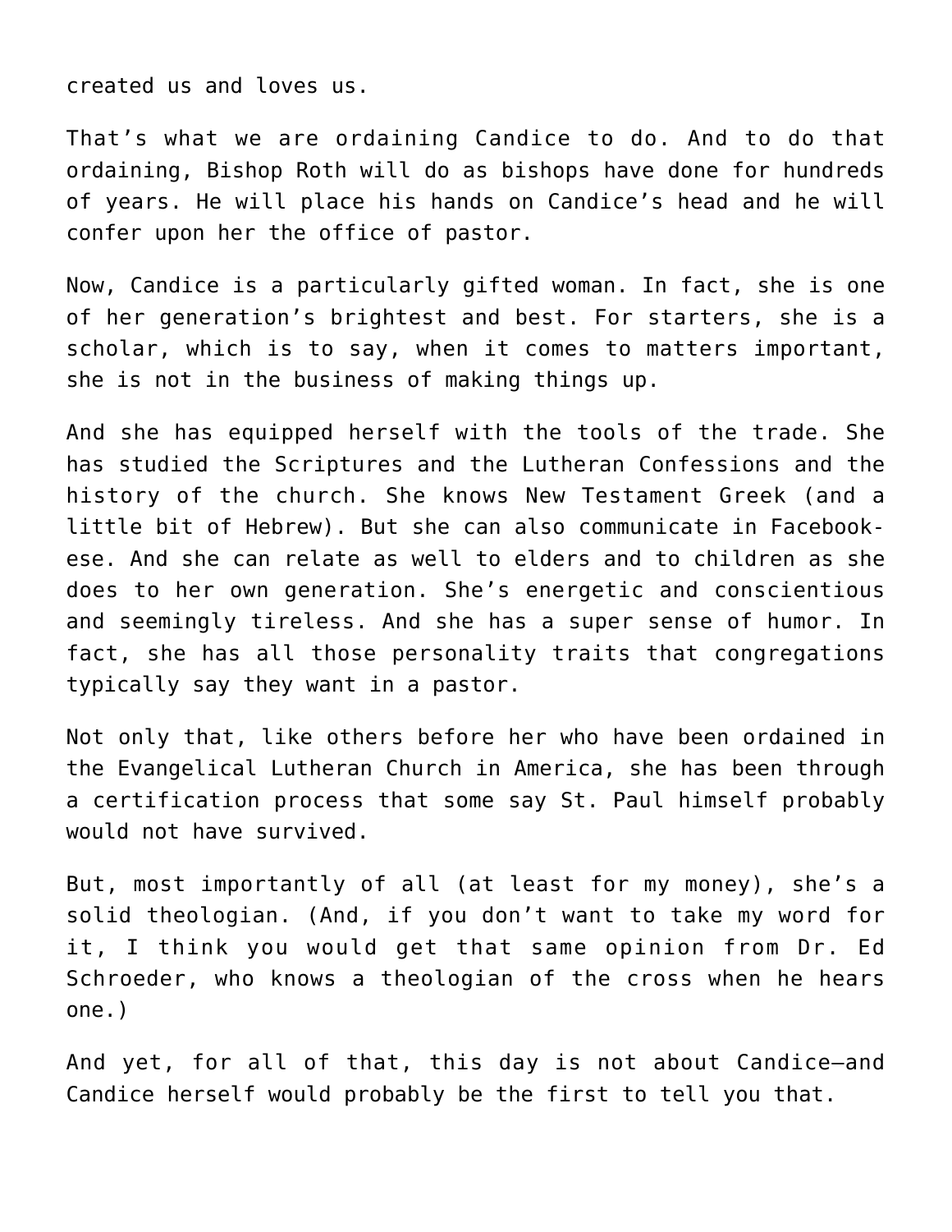created us and loves us.

That's what we are ordaining Candice to do. And to do that ordaining, Bishop Roth will do as bishops have done for hundreds of years. He will place his hands on Candice's head and he will confer upon her the office of pastor.

Now, Candice is a particularly gifted woman. In fact, she is one of her generation's brightest and best. For starters, she is a scholar, which is to say, when it comes to matters important, she is not in the business of making things up.

And she has equipped herself with the tools of the trade. She has studied the Scriptures and the Lutheran Confessions and the history of the church. She knows New Testament Greek (and a little bit of Hebrew). But she can also communicate in Facebook-ese. And she can relate as well to elders and to children as she does to her own generation. She's energetic and conscientious and seemingly tireless. And she has a super sense of humor. In fact, she has all those personality traits that congregations typically say they want in a pastor.

Not only that, like others before her who have been ordained in the Evangelical Lutheran Church in America, she has been through a certification process that some say St. Paul himself probably would not have survived.

But, most importantly of all (at least for my money), she's a solid theologian. (And, if you don't want to take my word for it, I think you would get that same opinion from Dr. Ed Schroeder, who knows a theologian of the cross when he hears one.)

And yet, for all of that, this day is not about Candice—and Candice herself would probably be the first to tell you that.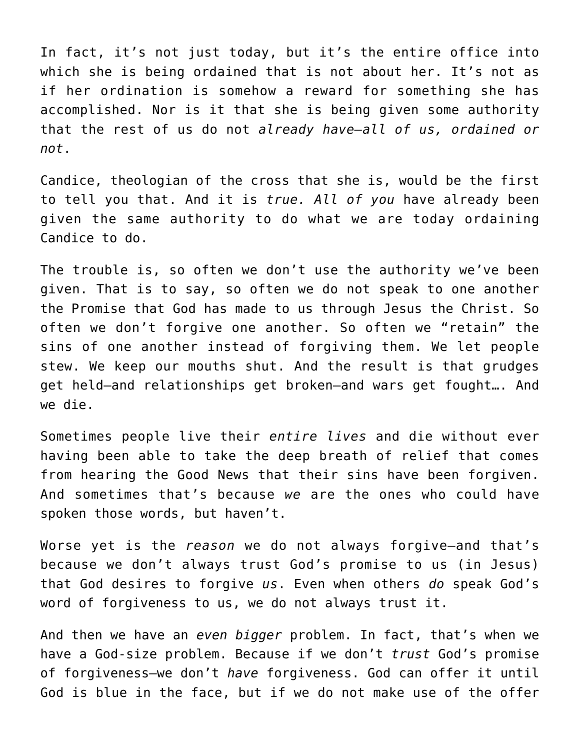In fact, it's not just today, but it's the entire office into which she is being ordained that is not about her. It's not as if her ordination is somehow a reward for something she has accomplished. Nor is it that she is being given some authority that the rest of us do not *already have—all of us, ordained or not*.

Candice, theologian of the cross that she is, would be the first to tell you that. And it is *true. All of you* have already been given the same authority to do what we are today ordaining Candice to do.

The trouble is, so often we don't use the authority we've been given. That is to say, so often we do not speak to one another the Promise that God has made to us through Jesus the Christ. So often we don't forgive one another. So often we "retain" the sins of one another instead of forgiving them. We let people stew. We keep our mouths shut. And the result is that grudges get held—and relationships get broken—and wars get fought…. And we die.

Sometimes people live their *entire lives* and die without ever having been able to take the deep breath of relief that comes from hearing the Good News that their sins have been forgiven. And sometimes that's because *we* are the ones who could have spoken those words, but haven't.

Worse yet is the *reason* we do not always forgive—and that's because we don't always trust God's promise to us (in Jesus) that God desires to forgive *us*. Even when others *do* speak God's word of forgiveness to us, we do not always trust it.

And then we have an *even bigger* problem. In fact, that's when we have a God-size problem. Because if we don't *trust* God's promise of forgiveness—we don't *have* forgiveness. God can offer it until God is blue in the face, but if we do not make use of the offer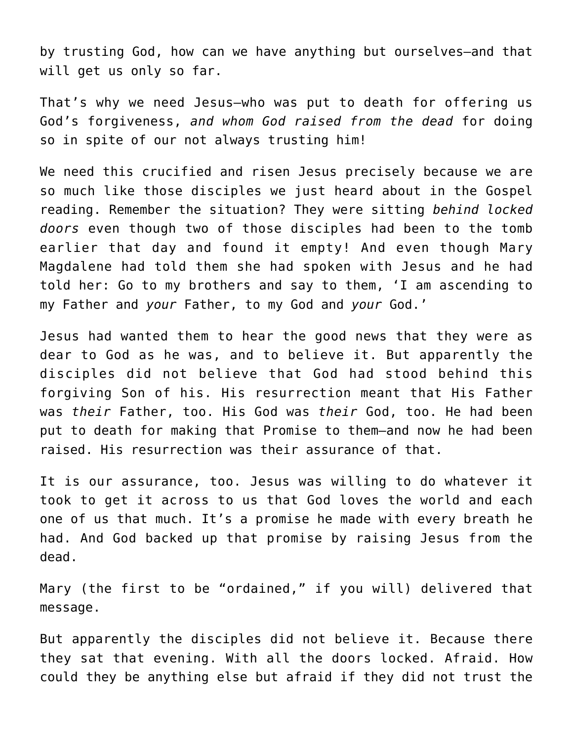by trusting God, how can we have anything but ourselves—and that will get us only so far.

That’s why we need Jesus—who was put to death for offering us God’s forgiveness, *and whom God raised from the dead* for doing so in spite of our not always trusting him!

We need this crucified and risen Jesus precisely because we are so much like those disciples we just heard about in the Gospel reading. Remember the situation? They were sitting *behind locked doors* even though two of those disciples had been to the tomb earlier that day and found it empty! And even though Mary Magdalene had told them she had spoken with Jesus and he had told her: Go to my brothers and say to them, ‘I am ascending to my Father and *your* Father, to my God and *your* God.’

Jesus had wanted them to hear the good news that they were as dear to God as he was, and to believe it. But apparently the disciples did not believe that God had stood behind this forgiving Son of his. His resurrection meant that His Father was *their* Father, too. His God was *their* God, too. He had been put to death for making that Promise to them—and now he had been raised. His resurrection was their assurance of that.

It is our assurance, too. Jesus was willing to do whatever it took to get it across to us that God loves the world and each one of us that much. It’s a promise he made with every breath he had. And God backed up that promise by raising Jesus from the dead.

Mary (the first to be “ordained,” if you will) delivered that message.

But apparently the disciples did not believe it. Because there they sat that evening. With all the doors locked. Afraid. How could they be anything else but afraid if they did not trust the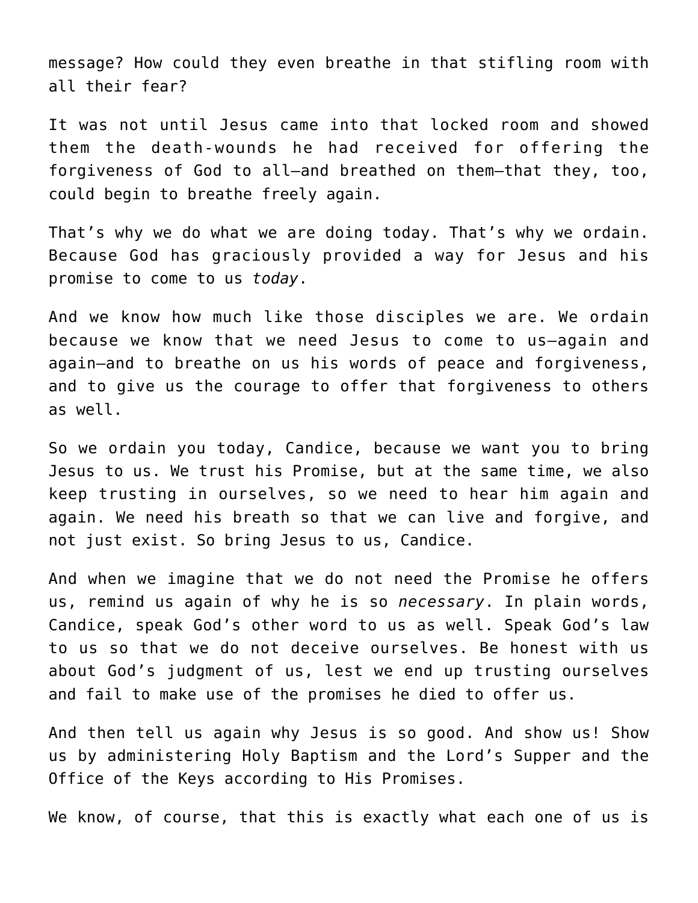message? How could they even breathe in that stifling room with all their fear?

It was not until Jesus came into that locked room and showed them the death-wounds he had received for offering the forgiveness of God to all—and breathed on them—that they, too, could begin to breathe freely again.

That's why we do what we are doing today. That's why we ordain. Because God has graciously provided a way for Jesus and his promise to come to us *today*.

And we know how much like those disciples we are. We ordain because we know that we need Jesus to come to us—again and again—and to breathe on us his words of peace and forgiveness, and to give us the courage to offer that forgiveness to others as well.

So we ordain you today, Candice, because we want you to bring Jesus to us. We trust his Promise, but at the same time, we also keep trusting in ourselves, so we need to hear him again and again. We need his breath so that we can live and forgive, and not just exist. So bring Jesus to us, Candice.

And when we imagine that we do not need the Promise he offers us, remind us again of why he is so *necessary*. In plain words, Candice, speak God's other word to us as well. Speak God's law to us so that we do not deceive ourselves. Be honest with us about God's judgment of us, lest we end up trusting ourselves and fail to make use of the promises he died to offer us.

And then tell us again why Jesus is so good. And show us! Show us by administering Holy Baptism and the Lord's Supper and the Office of the Keys according to His Promises.

We know, of course, that this is exactly what each one of us is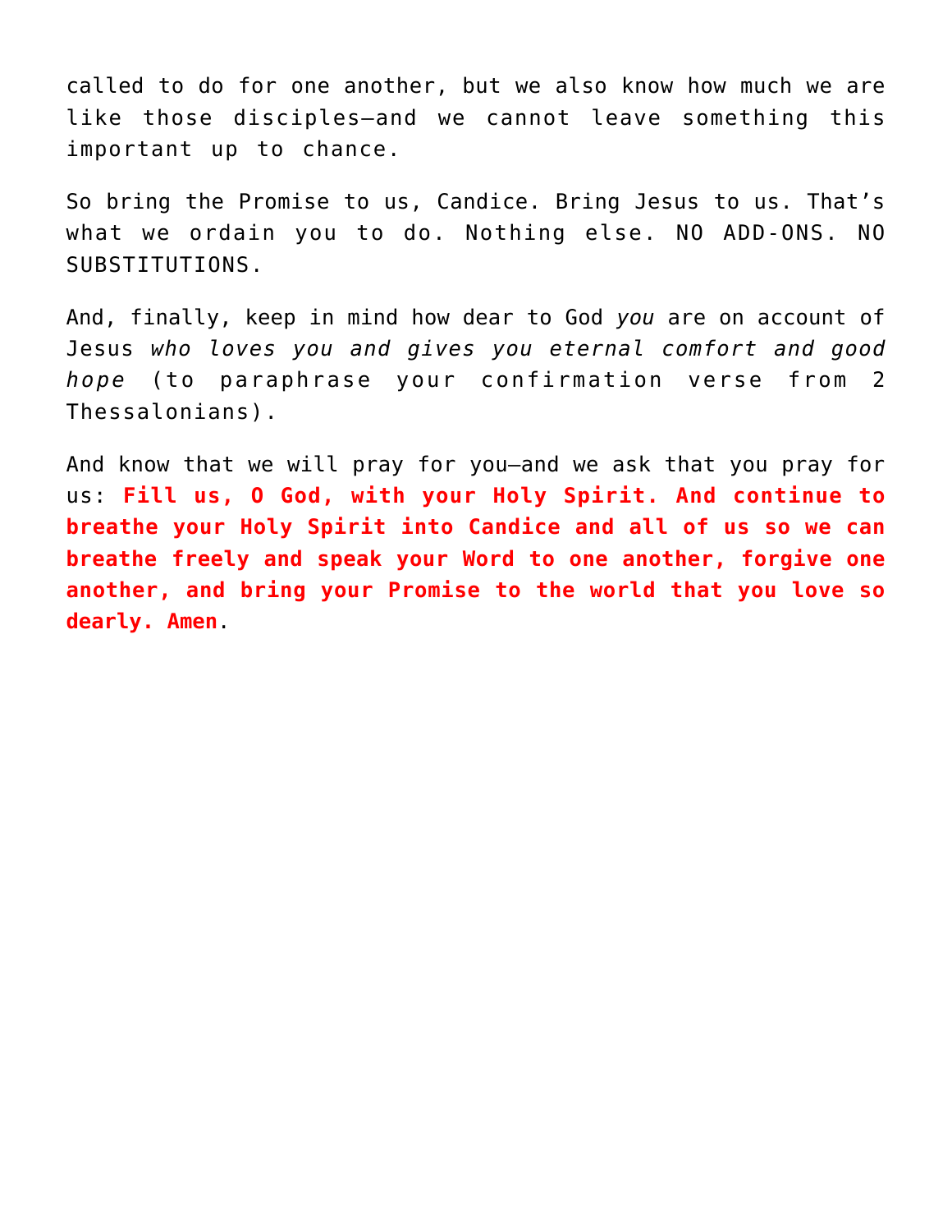called to do for one another, but we also know how much we are like those disciples—and we cannot leave something this important up to chance.

So bring the Promise to us, Candice. Bring Jesus to us. That's what we ordain you to do. Nothing else. NO ADD-ONS. NO SUBSTITUTIONS.

And, finally, keep in mind how dear to God *you* are on account of Jesus *who loves you and gives you eternal comfort and good hope* (to paraphrase your confirmation verse from 2 Thessalonians).

And know that we will pray for you—and we ask that you pray for us: **Fill us, O God, with your Holy Spirit. And continue to breathe your Holy Spirit into Candice and all of us so we can breathe freely and speak your Word to one another, forgive one another, and bring your Promise to the world that you love so dearly. Amen**.